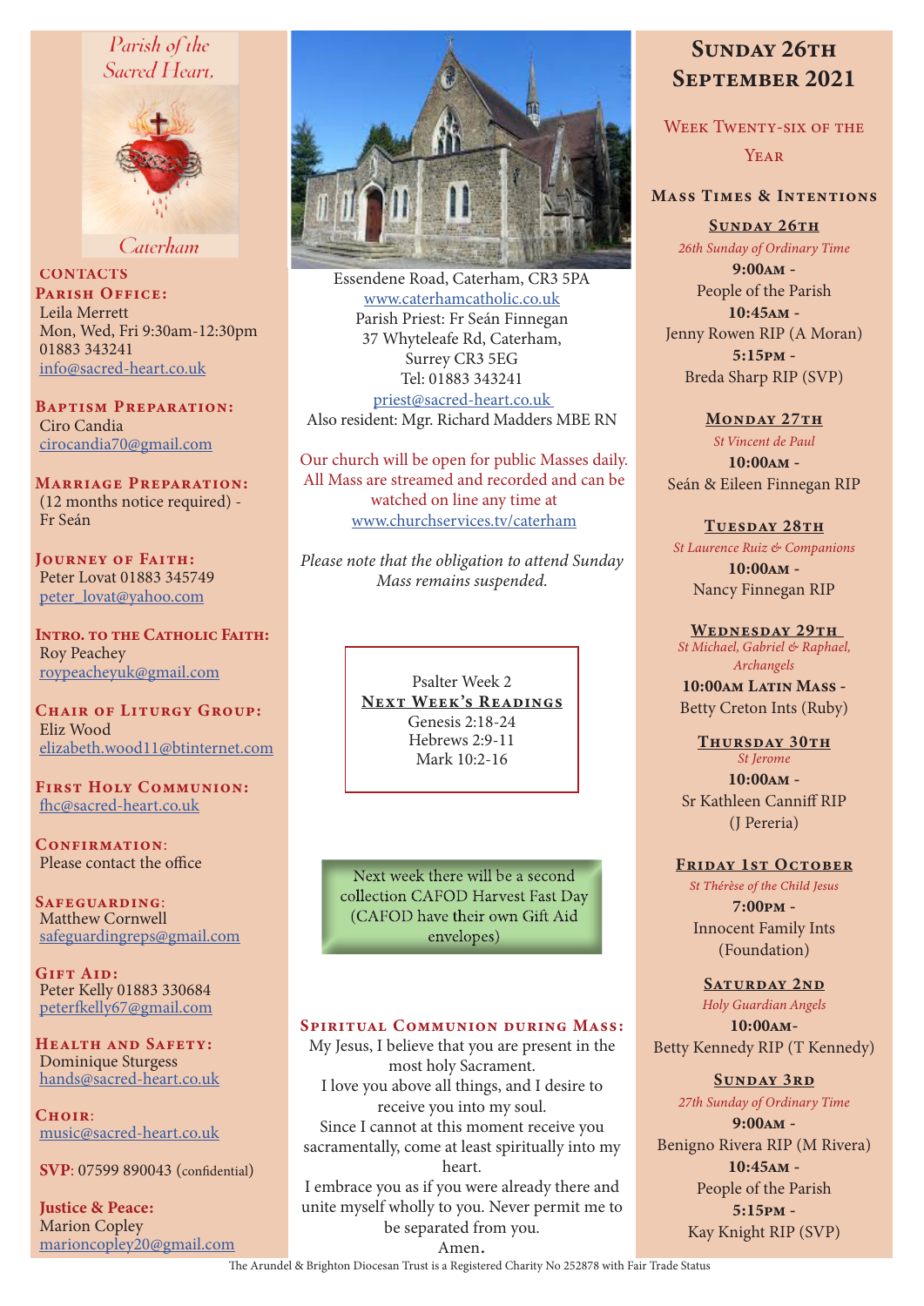Parish of the Sacred Heart, Caterham

## CONTACTS

**Parish Office:**
Leila Merrett
Mon, Wed, Fri 9:30am-12:30pm
01883 343241
info@sacred-heart.co.uk

**Baptism Preparation:**
Ciro Candia
cirocandia70@gmail.com

**Marriage Preparation:**
(12 months notice required) - Fr Seán

**Journey of Faith:**
Peter Lovat 01883 345749
peter_lovat@yahoo.com

**Intro. to the Catholic Faith:**
Roy Peachey
roypeacheyuk@gmail.com

**Chair of Liturgy Group:**
Eliz Wood
elizabeth.wood11@btinternet.com

**First Holy Communion:**
fhc@sacred-heart.co.uk

**Confirmation:**
Please contact the office

**Safeguarding:**
Matthew Cornwell
safeguardingreps@gmail.com

**Gift Aid:**
Peter Kelly 01883 330684
peterfkelly67@gmail.com

**Health and Safety:**
Dominique Sturgess
hands@sacred-heart.co.uk

**Choir:**
music@sacred-heart.co.uk

**SVP**: 07599 890043 (confidential)

**Justice & Peace:**
Marion Copley
marioncopley20@gmail.com

Essendene Road, Caterham, CR3 5PA
www.caterhamcatholic.co.uk
Parish Priest: Fr Seán Finnegan
37 Whyteleafe Rd, Caterham,
Surrey CR3 5EG
Tel: 01883 343241
priest@sacred-heart.co.uk
Also resident: Mgr. Richard Madders MBE RN

Our church will be open for public Masses daily. All Mass are streamed and recorded and can be watched on line any time at www.churchservices.tv/caterham

*Please note that the obligation to attend Sunday Mass remains suspended.*

Psalter Week 2
**Next Week's Readings**
Genesis 2:18-24
Hebrews 2:9-11
Mark 10:2-16

Next week there will be a second collection CAFOD Harvest Fast Day (CAFOD have their own Gift Aid envelopes)

## Spiritual Communion during Mass:

My Jesus, I believe that you are present in the most holy Sacrament.
I love you above all things, and I desire to receive you into my soul.
Since I cannot at this moment receive you sacramentally, come at least spiritually into my heart.
I embrace you as if you were already there and unite myself wholly to you. Never permit me to be separated from you.
Amen.

# Sunday 26th September 2021

## Week Twenty-six of the Year

## Mass Times & Intentions

**Sunday 26th**
*26th Sunday of Ordinary Time*
**9:00am** - People of the Parish
**10:45am** - Jenny Rowen RIP (A Moran)
**5:15pm** - Breda Sharp RIP (SVP)

**Monday 27th**
*St Vincent de Paul*
**10:00am** - Seán & Eileen Finnegan RIP

**Tuesday 28th**
*St Laurence Ruiz & Companions*
**10:00am** - Nancy Finnegan RIP

**Wednesday 29th**
*St Michael, Gabriel & Raphael, Archangels*
**10:00am Latin Mass** - Betty Creton Ints (Ruby)

**Thursday 30th**
*St Jerome*
**10:00am** - Sr Kathleen Canniff RIP (J Pereria)

**Friday 1st October**
*St Thérèse of the Child Jesus*
**7:00pm** - Innocent Family Ints (Foundation)

**Saturday 2nd**
*Holy Guardian Angels*
**10:00am**- Betty Kennedy RIP (T Kennedy)

**Sunday 3rd**
*27th Sunday of Ordinary Time*
**9:00am** - Benigno Rivera RIP (M Rivera)
**10:45am** - People of the Parish
**5:15pm** - Kay Knight RIP (SVP)

The Arundel & Brighton Diocesan Trust is a Registered Charity No 252878 with Fair Trade Status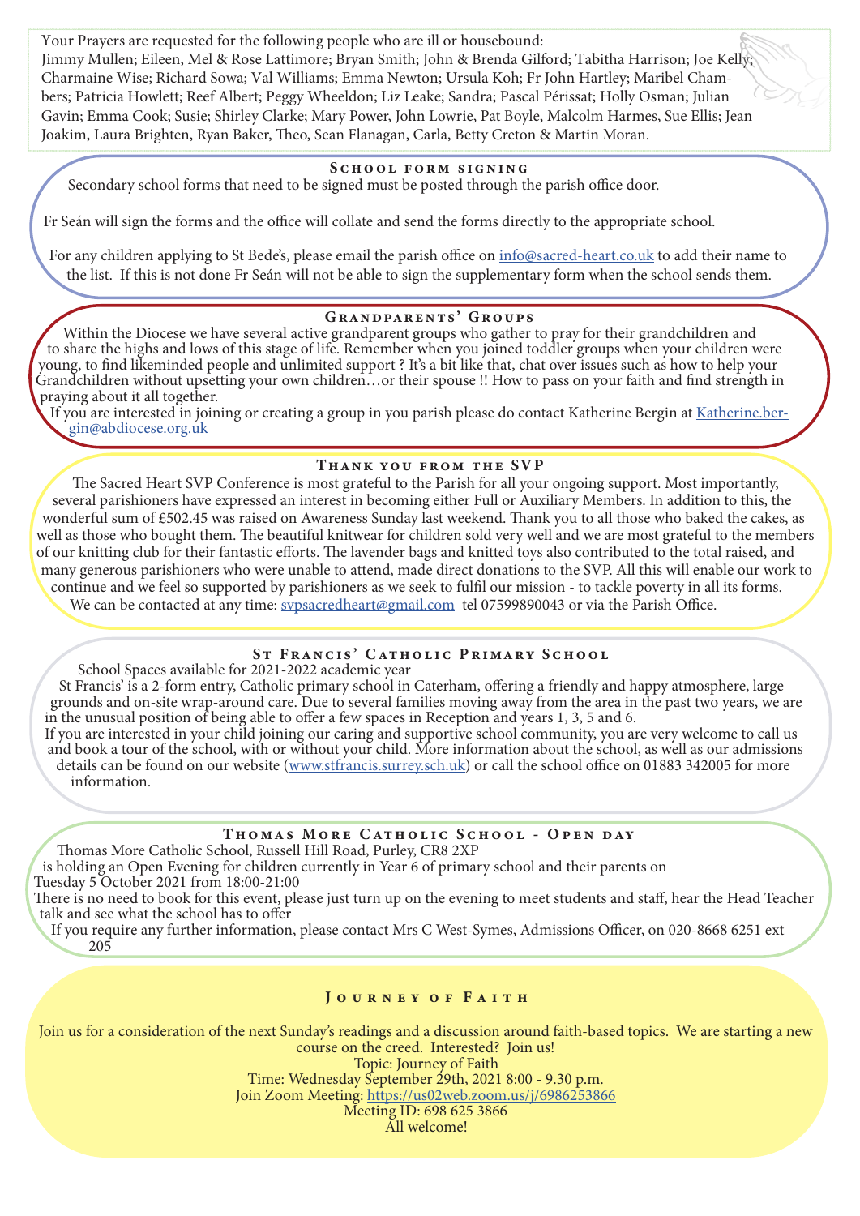Your Prayers are requested for the following people who are ill or housebound:
Jimmy Mullen; Eileen, Mel & Rose Lattimore; Bryan Smith; John & Brenda Gilford; Tabitha Harrison; Joe Kelly; Charmaine Wise; Richard Sowa; Val Williams; Emma Newton; Ursula Koh; Fr John Hartley; Maribel Chambers; Patricia Howlett; Reef Albert; Peggy Wheeldon; Liz Leake; Sandra; Pascal Périssat; Holly Osman; Julian Gavin; Emma Cook; Susie; Shirley Clarke; Mary Power, John Lowrie, Pat Boyle, Malcolm Harmes, Sue Ellis; Jean Joakim, Laura Brighten, Ryan Baker, Theo, Sean Flanagan, Carla, Betty Creton & Martin Moran.

## School form signing

Secondary school forms that need to be signed must be posted through the parish office door.

Fr Seán will sign the forms and the office will collate and send the forms directly to the appropriate school.

For any children applying to St Bede's, please email the parish office on info@sacred-heart.co.uk to add their name to the list. If this is not done Fr Seán will not be able to sign the supplementary form when the school sends them.

## Grandparents' Groups

Within the Diocese we have several active grandparent groups who gather to pray for their grandchildren and to share the highs and lows of this stage of life. Remember when you joined toddler groups when your children were young, to find likeminded people and unlimited support ? It's a bit like that, chat over issues such as how to help your Grandchildren without upsetting your own children…or their spouse !! How to pass on your faith and find strength in praying about it all together.

If you are interested in joining or creating a group in you parish please do contact Katherine Bergin at Katherine.bergin@abdiocese.org.uk

## Thank you from the SVP

The Sacred Heart SVP Conference is most grateful to the Parish for all your ongoing support. Most importantly, several parishioners have expressed an interest in becoming either Full or Auxiliary Members. In addition to this, the wonderful sum of £502.45 was raised on Awareness Sunday last weekend. Thank you to all those who baked the cakes, as well as those who bought them. The beautiful knitwear for children sold very well and we are most grateful to the members of our knitting club for their fantastic efforts. The lavender bags and knitted toys also contributed to the total raised, and many generous parishioners who were unable to attend, made direct donations to the SVP. All this will enable our work to continue and we feel so supported by parishioners as we seek to fulfil our mission - to tackle poverty in all its forms.

We can be contacted at any time: svpsacredheart@gmail.com tel 07599890043 or via the Parish Office.

## St Francis' Catholic Primary School

School Spaces available for 2021-2022 academic year

St Francis' is a 2-form entry, Catholic primary school in Caterham, offering a friendly and happy atmosphere, large grounds and on-site wrap-around care. Due to several families moving away from the area in the past two years, we are in the unusual position of being able to offer a few spaces in Reception and years 1, 3, 5 and 6.

If you are interested in your child joining our caring and supportive school community, you are very welcome to call us and book a tour of the school, with or without your child. More information about the school, as well as our admissions details can be found on our website (www.stfrancis.surrey.sch.uk) or call the school office on 01883 342005 for more information.

## Thomas More Catholic School - Open day

Thomas More Catholic School, Russell Hill Road, Purley, CR8 2XP
is holding an Open Evening for children currently in Year 6 of primary school and their parents on
Tuesday 5 October 2021 from 18:00-21:00

There is no need to book for this event, please just turn up on the evening to meet students and staff, hear the Head Teacher talk and see what the school has to offer

If you require any further information, please contact Mrs C West-Symes, Admissions Officer, on 020-8668 6251 ext 205

## Journey of Faith

Join us for a consideration of the next Sunday's readings and a discussion around faith-based topics. We are starting a new course on the creed. Interested? Join us!

Topic: Journey of Faith
Time: Wednesday September 29th, 2021 8:00 - 9.30 p.m.
Join Zoom Meeting: https://us02web.zoom.us/j/6986253866
Meeting ID: 698 625 3866
All welcome!